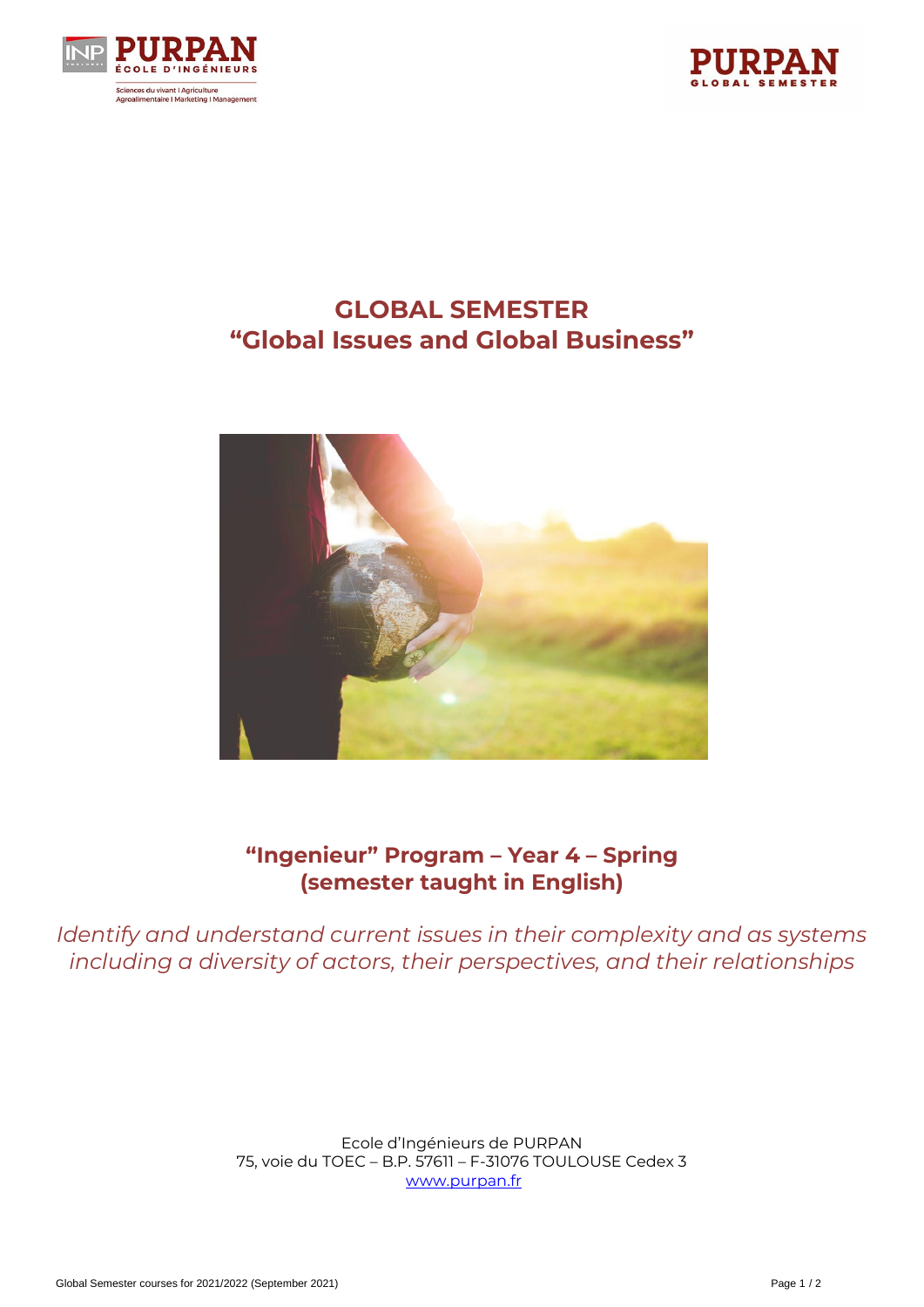# GLOBAL SEMESTER
# "Global Issues and Global Business"

## "Ingenieur" Program – Year 4 – Spring (semester taught in English)

*Identify and understand current issues in their complexity and as systems including a diversity of actors, their perspectives, and their relationships*

Ecole d'Ingénieurs de PURPAN
75, voie du TOEC – B.P. 57611 – F-31076 TOULOUSE Cedex 3
www.purpan.fr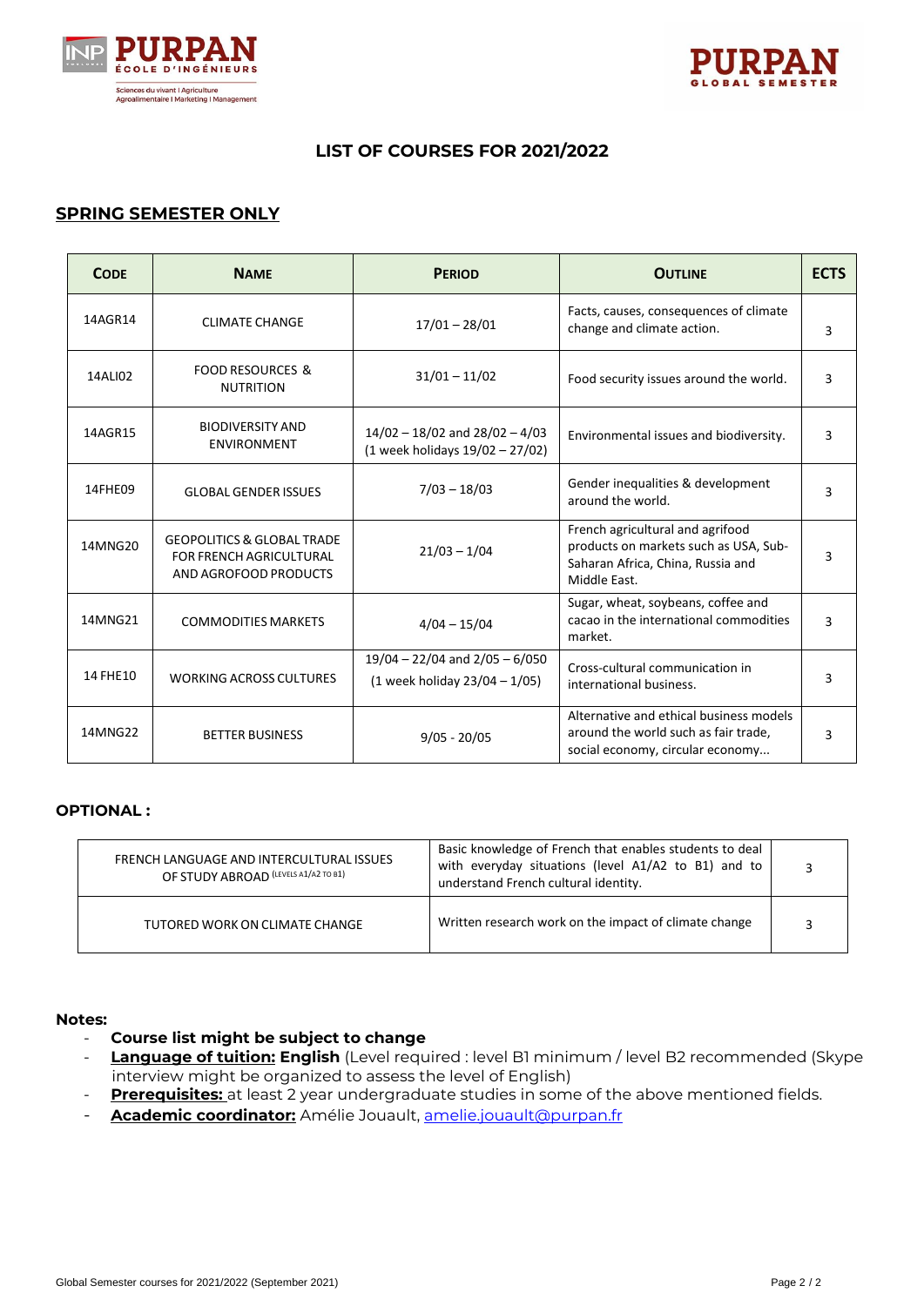## LIST OF COURSES FOR 2021/2022

### SPRING SEMESTER ONLY

| CODE | NAME | PERIOD | OUTLINE | ECTS |
|---|---|---|---|---|
| 14AGR14 | CLIMATE CHANGE | 17/01 – 28/01 | Facts, causes, consequences of climate change and climate action. | 3 |
| 14ALI02 | FOOD RESOURCES & NUTRITION | 31/01 – 11/02 | Food security issues around the world. | 3 |
| 14AGR15 | BIODIVERSITY AND ENVIRONMENT | 14/02 – 18/02 and 28/02 – 4/03 (1 week holidays 19/02 – 27/02) | Environmental issues and biodiversity. | 3 |
| 14FHE09 | GLOBAL GENDER ISSUES | 7/03 – 18/03 | Gender inequalities & development around the world. | 3 |
| 14MNG20 | GEOPOLITICS & GLOBAL TRADE FOR FRENCH AGRICULTURAL AND AGROFOOD PRODUCTS | 21/03 – 1/04 | French agricultural and agrifood products on markets such as USA, Sub-Saharan Africa, China, Russia and Middle East. | 3 |
| 14MNG21 | COMMODITIES MARKETS | 4/04 – 15/04 | Sugar, wheat, soybeans, coffee and cacao in the international commodities market. | 3 |
| 14 FHE10 | WORKING ACROSS CULTURES | 19/04 – 22/04 and 2/05 – 6/050 (1 week holiday 23/04 – 1/05) | Cross-cultural communication in international business. | 3 |
| 14MNG22 | BETTER BUSINESS | 9/05 - 20/05 | Alternative and ethical business models around the world such as fair trade, social economy, circular economy... | 3 |

### OPTIONAL :

| | | |
|---|---|---|
| FRENCH LANGUAGE AND INTERCULTURAL ISSUES OF STUDY ABROAD (LEVELS A1/A2 TO B1) | Basic knowledge of French that enables students to deal with everyday situations (level A1/A2 to B1) and to understand French cultural identity. | 3 |
| TUTORED WORK ON CLIMATE CHANGE | Written research work on the impact of climate change | 3 |

**Notes:**

- **Course list might be subject to change**
- **Language of tuition: English** (Level required : level B1 minimum / level B2 recommended (Skype interview might be organized to assess the level of English)
- **Prerequisites:** at least 2 year undergraduate studies in some of the above mentioned fields.
- **Academic coordinator:** Amélie Jouault, amelie.jouault@purpan.fr